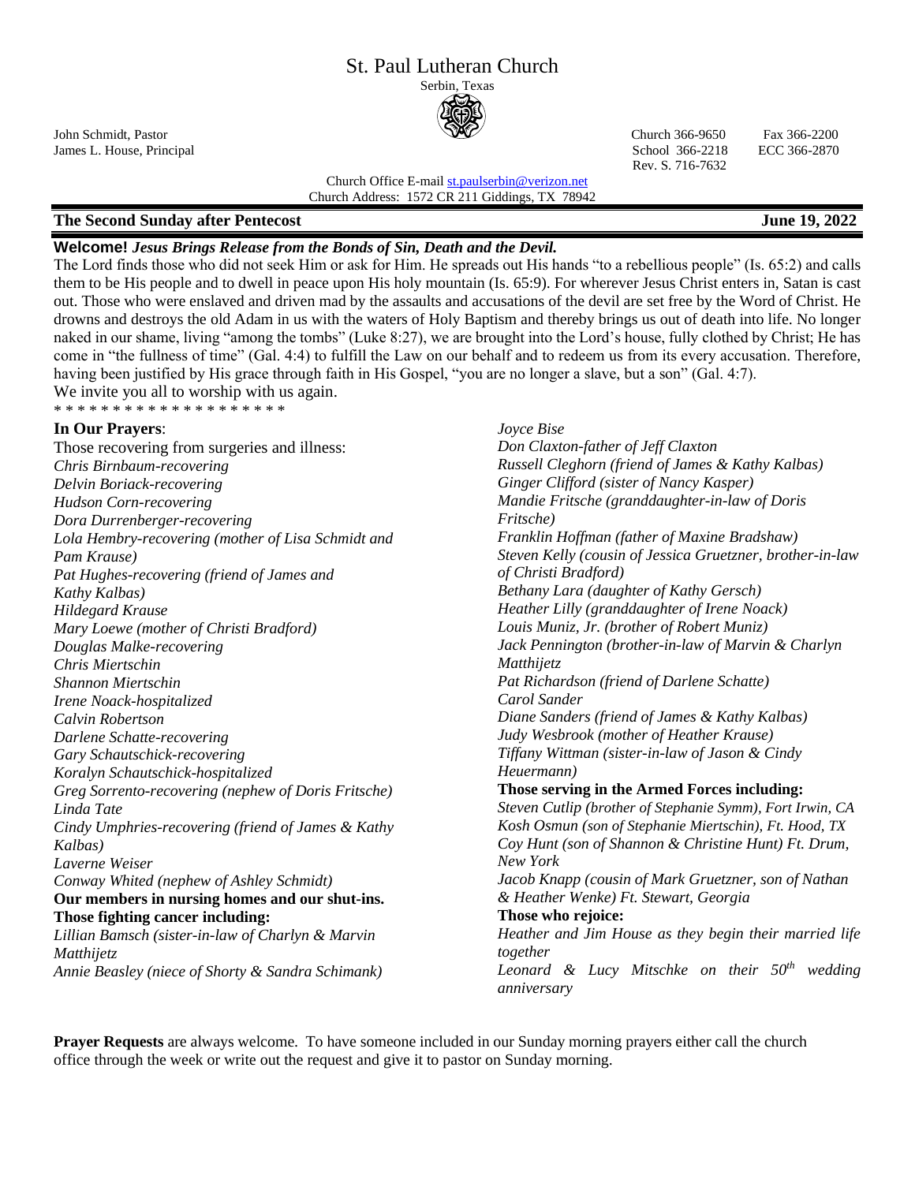# St. Paul Lutheran Church

Serbin, Texas

John Schmidt, Pastor
James L. House, Principal

Church 366-9650 Fax 366-2200
School 366-2218 ECC 366-2870
Rev. S. 716-7632

Church Office E-mail st.paulserbin@verizon.net
Church Address: 1572 CR 211 Giddings, TX 78942

**The Second Sunday after Pentecost** **June 19, 2022**

**Welcome!** ***Jesus Brings Release from the Bonds of Sin, Death and the Devil.***

The Lord finds those who did not seek Him or ask for Him. He spreads out His hands "to a rebellious people" (Is. 65:2) and calls them to be His people and to dwell in peace upon His holy mountain (Is. 65:9). For wherever Jesus Christ enters in, Satan is cast out. Those who were enslaved and driven mad by the assaults and accusations of the devil are set free by the Word of Christ. He drowns and destroys the old Adam in us with the waters of Holy Baptism and thereby brings us out of death into life. No longer naked in our shame, living "among the tombs" (Luke 8:27), we are brought into the Lord's house, fully clothed by Christ; He has come in "the fullness of time" (Gal. 4:4) to fulfill the Law on our behalf and to redeem us from its every accusation. Therefore, having been justified by His grace through faith in His Gospel, "you are no longer a slave, but a son" (Gal. 4:7).
We invite you all to worship with us again.

* * * * * * * * * * * * * * * * * * * *

**In Our Prayers**:

Those recovering from surgeries and illness:
*Chris Birnbaum-recovering*
*Delvin Boriack-recovering*
*Hudson Corn-recovering*
*Dora Durrenberger-recovering*
*Lola Hembry-recovering (mother of Lisa Schmidt and Pam Krause)*
*Pat Hughes-recovering (friend of James and Kathy Kalbas)*
*Hildegard Krause*
*Mary Loewe (mother of Christi Bradford)*
*Douglas Malke-recovering*
*Chris Miertschin*
*Shannon Miertschin*
*Irene Noack-hospitalized*
*Calvin Robertson*
*Darlene Schatte-recovering*
*Gary Schautschick-recovering*
*Koralyn Schautschick-hospitalized*
*Greg Sorrento-recovering (nephew of Doris Fritsche)*
*Linda Tate*
*Cindy Umphries-recovering (friend of James & Kathy Kalbas)*
*Laverne Weiser*
*Conway Whited (nephew of Ashley Schmidt)*

**Our members in nursing homes and our shut-ins.**

**Those fighting cancer including:**
*Lillian Bamsch (sister-in-law of Charlyn & Marvin Matthijetz*
*Annie Beasley (niece of Shorty & Sandra Schimank)*
*Joyce Bise*
*Don Claxton-father of Jeff Claxton*
*Russell Cleghorn (friend of James & Kathy Kalbas)*
*Ginger Clifford (sister of Nancy Kasper)*
*Mandie Fritsche (granddaughter-in-law of Doris Fritsche)*
*Franklin Hoffman (father of Maxine Bradshaw)*
*Steven Kelly (cousin of Jessica Gruetzner, brother-in-law of Christi Bradford)*
*Bethany Lara (daughter of Kathy Gersch)*
*Heather Lilly (granddaughter of Irene Noack)*
*Louis Muniz, Jr. (brother of Robert Muniz)*
*Jack Pennington (brother-in-law of Marvin & Charlyn Matthijetz*
*Pat Richardson (friend of Darlene Schatte)*
*Carol Sander*
*Diane Sanders (friend of James & Kathy Kalbas)*
*Judy Wesbrook (mother of Heather Krause)*
*Tiffany Wittman (sister-in-law of Jason & Cindy Heuermann)*

**Those serving in the Armed Forces including:**
*Steven Cutlip (brother of Stephanie Symm), Fort Irwin, CA*
*Kosh Osmun (son of Stephanie Miertschin), Ft. Hood, TX*
*Coy Hunt (son of Shannon & Christine Hunt) Ft. Drum, New York*
*Jacob Knapp (cousin of Mark Gruetzner, son of Nathan & Heather Wenke) Ft. Stewart, Georgia*

**Those who rejoice:**
*Heather and Jim House as they begin their married life together*
*Leonard & Lucy Mitschke on their 50th wedding anniversary*

**Prayer Requests** are always welcome. To have someone included in our Sunday morning prayers either call the church office through the week or write out the request and give it to pastor on Sunday morning.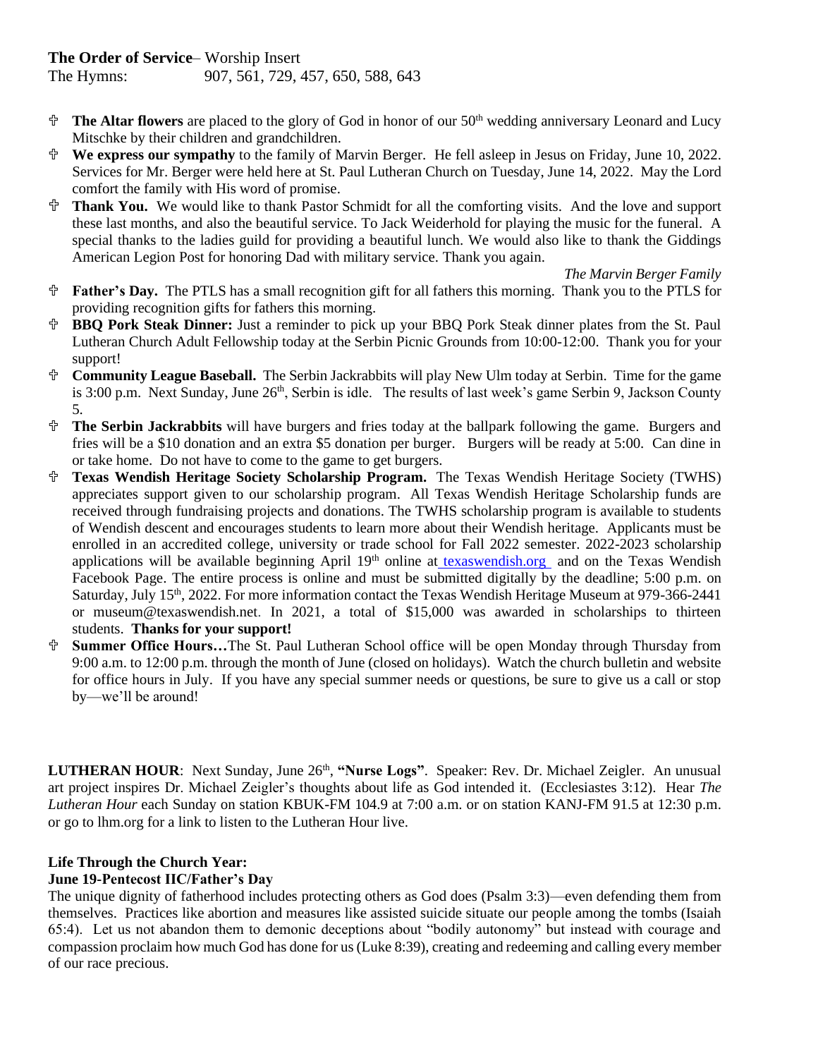**The Order of Service**– Worship Insert

The Hymns: 907, 561, 729, 457, 650, 588, 643

- ✞ **The Altar flowers** are placed to the glory of God in honor of our 50th wedding anniversary Leonard and Lucy Mitschke by their children and grandchildren.
- ✞ **We express our sympathy** to the family of Marvin Berger. He fell asleep in Jesus on Friday, June 10, 2022. Services for Mr. Berger were held here at St. Paul Lutheran Church on Tuesday, June 14, 2022. May the Lord comfort the family with His word of promise.
- ✞ **Thank You.** We would like to thank Pastor Schmidt for all the comforting visits. And the love and support these last months, and also the beautiful service. To Jack Weiderhold for playing the music for the funeral. A special thanks to the ladies guild for providing a beautiful lunch. We would also like to thank the Giddings American Legion Post for honoring Dad with military service. Thank you again.

  *The Marvin Berger Family*
- ✞ **Father's Day.** The PTLS has a small recognition gift for all fathers this morning. Thank you to the PTLS for providing recognition gifts for fathers this morning.
- ✞ **BBQ Pork Steak Dinner:** Just a reminder to pick up your BBQ Pork Steak dinner plates from the St. Paul Lutheran Church Adult Fellowship today at the Serbin Picnic Grounds from 10:00-12:00. Thank you for your support!
- ✞ **Community League Baseball.** The Serbin Jackrabbits will play New Ulm today at Serbin. Time for the game is 3:00 p.m. Next Sunday, June 26th, Serbin is idle. The results of last week's game Serbin 9, Jackson County 5.
- ✞ **The Serbin Jackrabbits** will have burgers and fries today at the ballpark following the game. Burgers and fries will be a $10 donation and an extra $5 donation per burger. Burgers will be ready at 5:00. Can dine in or take home. Do not have to come to the game to get burgers.
- ✞ **Texas Wendish Heritage Society Scholarship Program.** The Texas Wendish Heritage Society (TWHS) appreciates support given to our scholarship program. All Texas Wendish Heritage Scholarship funds are received through fundraising projects and donations. The TWHS scholarship program is available to students of Wendish descent and encourages students to learn more about their Wendish heritage. Applicants must be enrolled in an accredited college, university or trade school for Fall 2022 semester. 2022-2023 scholarship applications will be available beginning April 19th online at texaswendish.org and on the Texas Wendish Facebook Page. The entire process is online and must be submitted digitally by the deadline; 5:00 p.m. on Saturday, July 15th, 2022. For more information contact the Texas Wendish Heritage Museum at 979-366-2441 or museum@texaswendish.net. In 2021, a total of $15,000 was awarded in scholarships to thirteen students. **Thanks for your support!**
- ✞ **Summer Office Hours…**The St. Paul Lutheran School office will be open Monday through Thursday from 9:00 a.m. to 12:00 p.m. through the month of June (closed on holidays). Watch the church bulletin and website for office hours in July. If you have any special summer needs or questions, be sure to give us a call or stop by—we'll be around!

**LUTHERAN HOUR**: Next Sunday, June 26th, **"Nurse Logs"**. Speaker: Rev. Dr. Michael Zeigler. An unusual art project inspires Dr. Michael Zeigler's thoughts about life as God intended it. (Ecclesiastes 3:12). Hear *The Lutheran Hour* each Sunday on station KBUK-FM 104.9 at 7:00 a.m. or on station KANJ-FM 91.5 at 12:30 p.m. or go to lhm.org for a link to listen to the Lutheran Hour live.

**Life Through the Church Year:**

**June 19-Pentecost IIC/Father's Day**

The unique dignity of fatherhood includes protecting others as God does (Psalm 3:3)—even defending them from themselves. Practices like abortion and measures like assisted suicide situate our people among the tombs (Isaiah 65:4). Let us not abandon them to demonic deceptions about "bodily autonomy" but instead with courage and compassion proclaim how much God has done for us (Luke 8:39), creating and redeeming and calling every member of our race precious.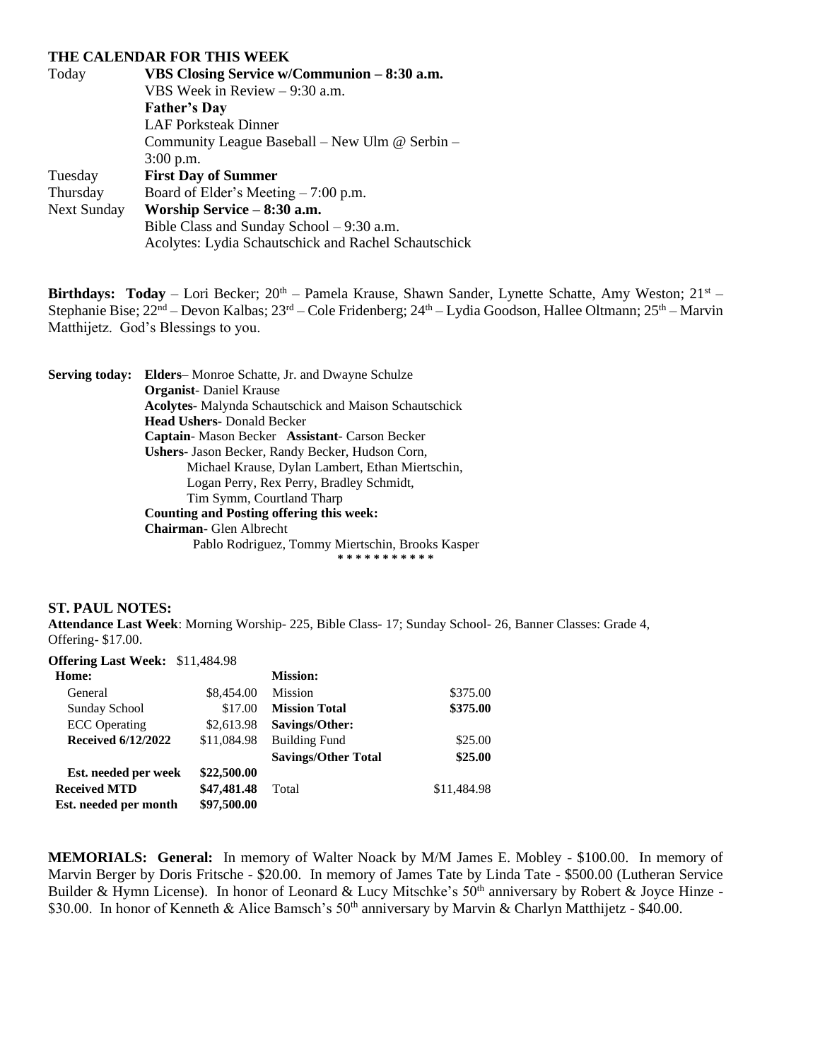## THE CALENDAR FOR THIS WEEK

| | |
|---|---|
| Today | **VBS Closing Service w/Communion – 8:30 a.m.** |
| | VBS Week in Review – 9:30 a.m. |
| | **Father's Day** |
| | LAF Porksteak Dinner |
| | Community League Baseball – New Ulm @ Serbin – 3:00 p.m. |
| Tuesday | **First Day of Summer** |
| Thursday | Board of Elder's Meeting – 7:00 p.m. |
| Next Sunday | **Worship Service – 8:30 a.m.** |
| | Bible Class and Sunday School – 9:30 a.m. |
| | Acolytes: Lydia Schautschick and Rachel Schautschick |

**Birthdays: Today** – Lori Becker; 20th – Pamela Krause, Shawn Sander, Lynette Schatte, Amy Weston; 21st – Stephanie Bise; 22nd – Devon Kalbas; 23rd – Cole Fridenberg; 24th – Lydia Goodson, Hallee Oltmann; 25th – Marvin Matthijetz. God's Blessings to you.

**Serving today:** **Elders**– Monroe Schatte, Jr. and Dwayne Schulze
**Organist**- Daniel Krause
**Acolytes**- Malynda Schautschick and Maison Schautschick
**Head Ushers**- Donald Becker
**Captain**- Mason Becker **Assistant**- Carson Becker
**Ushers**- Jason Becker, Randy Becker, Hudson Corn, Michael Krause, Dylan Lambert, Ethan Miertschin, Logan Perry, Rex Perry, Bradley Schmidt, Tim Symm, Courtland Tharp
**Counting and Posting offering this week:**
**Chairman**- Glen Albrecht
Pablo Rodriguez, Tommy Miertschin, Brooks Kasper

* * * * * * * * * * *

## ST. PAUL NOTES:

**Attendance Last Week**: Morning Worship- 225, Bible Class- 17; Sunday School- 26, Banner Classes: Grade 4, Offering- $17.00.

**Offering Last Week:** $11,484.98

| **Home:** | | **Mission:** | |
|---|---|---|---|
| General | $8,454.00 | Mission | $375.00 |
| Sunday School | $17.00 | **Mission Total** | **$375.00** |
| ECC Operating | $2,613.98 | **Savings/Other:** | |
| **Received 6/12/2022** | $11,084.98 | Building Fund | $25.00 |
| | | **Savings/Other Total** | **$25.00** |
| **Est. needed per week** | **$22,500.00** | | |
| **Received MTD** | **$47,481.48** | Total | $11,484.98 |
| **Est. needed per month** | **$97,500.00** | | |

**MEMORIALS: General:** In memory of Walter Noack by M/M James E. Mobley - $100.00. In memory of Marvin Berger by Doris Fritsche - $20.00. In memory of James Tate by Linda Tate - $500.00 (Lutheran Service Builder & Hymn License). In honor of Leonard & Lucy Mitschke's 50th anniversary by Robert & Joyce Hinze - $30.00. In honor of Kenneth & Alice Bamsch's 50th anniversary by Marvin & Charlyn Matthijetz - $40.00.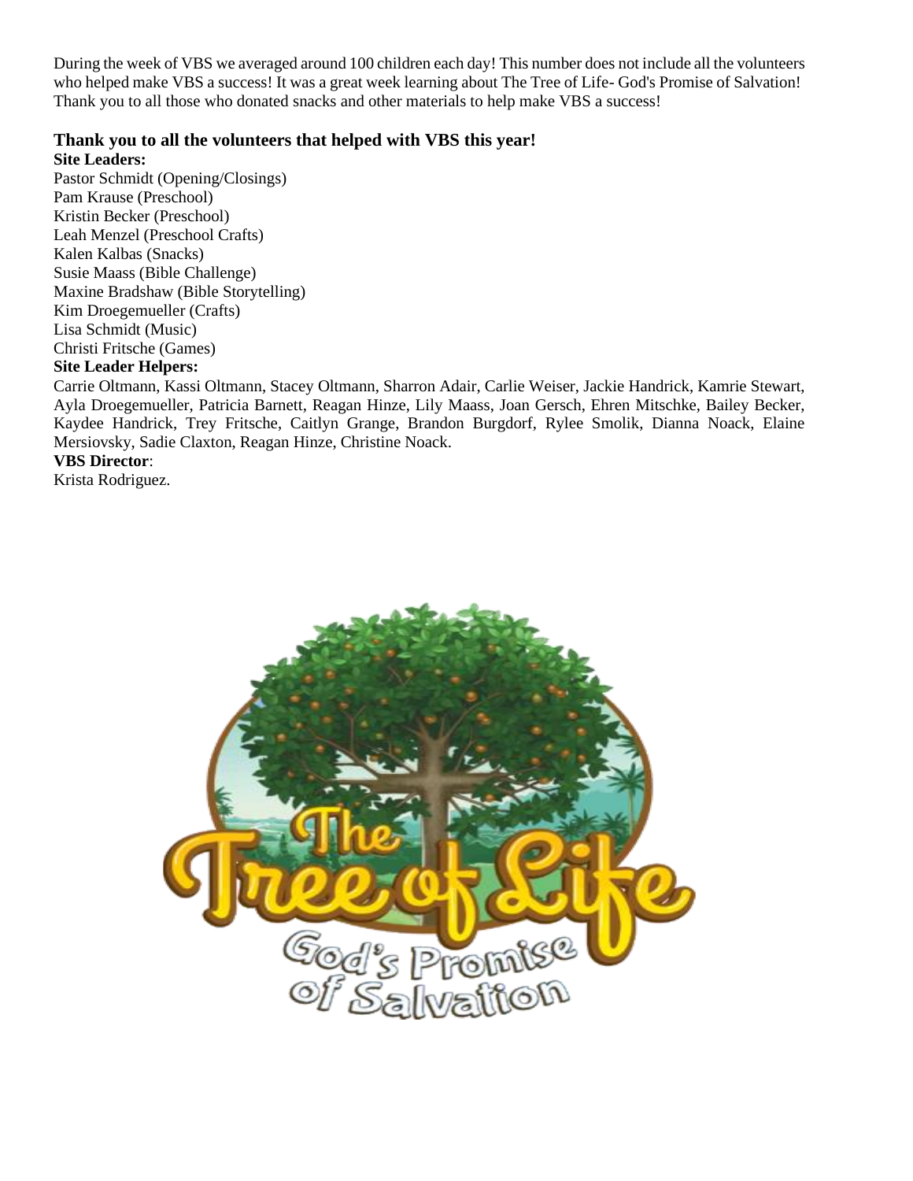During the week of VBS we averaged around 100 children each day! This number does not include all the volunteers who helped make VBS a success! It was a great week learning about The Tree of Life- God's Promise of Salvation! Thank you to all those who donated snacks and other materials to help make VBS a success!

### Thank you to all the volunteers that helped with VBS this year!

**Site Leaders:**

Pastor Schmidt (Opening/Closings)
Pam Krause (Preschool)
Kristin Becker (Preschool)
Leah Menzel (Preschool Crafts)
Kalen Kalbas (Snacks)
Susie Maass (Bible Challenge)
Maxine Bradshaw (Bible Storytelling)
Kim Droegemueller (Crafts)
Lisa Schmidt (Music)
Christi Fritsche (Games)

**Site Leader Helpers:**

Carrie Oltmann, Kassi Oltmann, Stacey Oltmann, Sharron Adair, Carlie Weiser, Jackie Handrick, Kamrie Stewart, Ayla Droegemueller, Patricia Barnett, Reagan Hinze, Lily Maass, Joan Gersch, Ehren Mitschke, Bailey Becker, Kaydee Handrick, Trey Fritsche, Caitlyn Grange, Brandon Burgdorf, Rylee Smolik, Dianna Noack, Elaine Mersiovsky, Sadie Claxton, Reagan Hinze, Christine Noack.

**VBS Director**:

Krista Rodriguez.